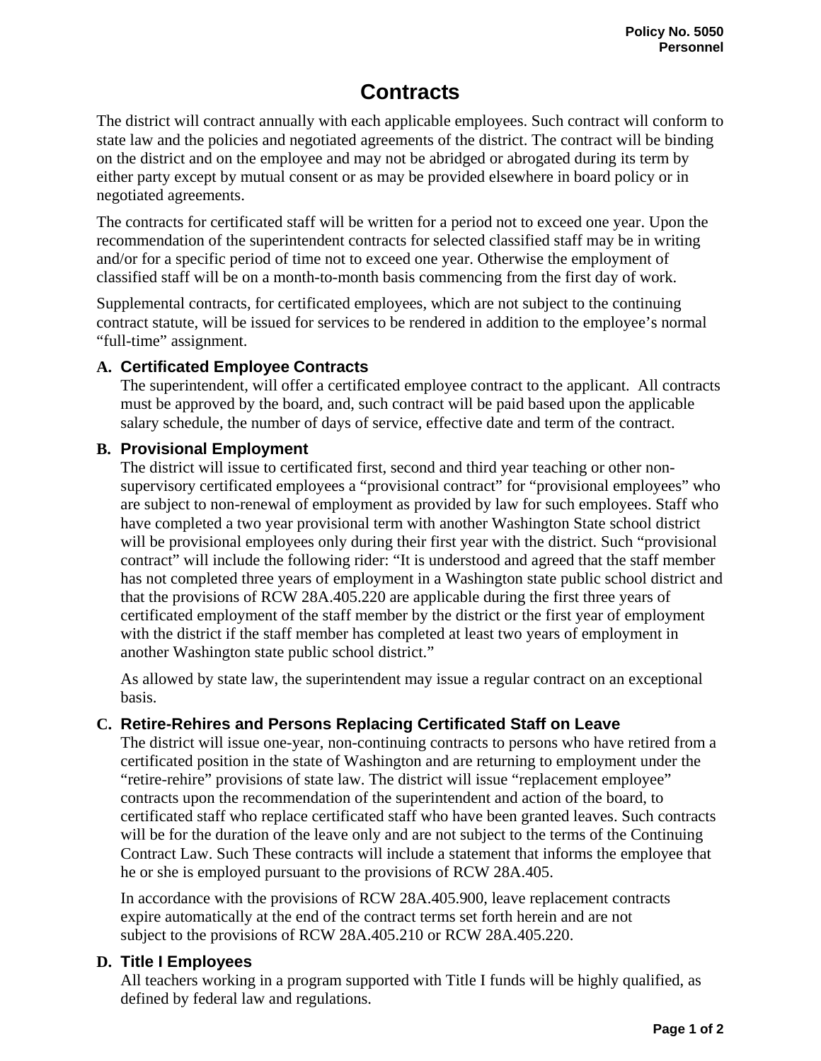# Contracts

The district will contract annually with each applicable employees. Such contract will conform to state law and the policies and negotiated agreements of the district. The contract will be binding on the district and on the employee and may not be abridged or abrogated during its term by either party except by mutual consent or as may be provided elsewhere in board policy or in negotiated agreements.

The contracts for certificated staff will be written for a period not to exceed one year. Upon the recommendation of the superintendent contracts for selected classified staff may be in writing and/or for a specific period of time not to exceed one year. Otherwise the employment of classified staff will be on a month-to-month basis commencing from the first day of work.

Supplemental contracts, for certificated employees, which are not subject to the continuing contract statute, will be issued for services to be rendered in addition to the employee's normal "full-time" assignment.

## A. Certificated Employee Contracts

The superintendent, will offer a certificated employee contract to the applicant. All contracts must be approved by the board, and, such contract will be paid based upon the applicable salary schedule, the number of days of service, effective date and term of the contract.

## B. Provisional Employment

The district will issue to certificated first, second and third year teaching or other non-supervisory certificated employees a "provisional contract" for "provisional employees" who are subject to non-renewal of employment as provided by law for such employees. Staff who have completed a two year provisional term with another Washington State school district will be provisional employees only during their first year with the district. Such "provisional contract" will include the following rider: "It is understood and agreed that the staff member has not completed three years of employment in a Washington state public school district and that the provisions of RCW 28A.405.220 are applicable during the first three years of certificated employment of the staff member by the district or the first year of employment with the district if the staff member has completed at least two years of employment in another Washington state public school district."

As allowed by state law, the superintendent may issue a regular contract on an exceptional basis.

## C. Retire-Rehires and Persons Replacing Certificated Staff on Leave

The district will issue one-year, non-continuing contracts to persons who have retired from a certificated position in the state of Washington and are returning to employment under the "retire-rehire" provisions of state law. The district will issue "replacement employee" contracts upon the recommendation of the superintendent and action of the board, to certificated staff who replace certificated staff who have been granted leaves. Such contracts will be for the duration of the leave only and are not subject to the terms of the Continuing Contract Law. Such These contracts will include a statement that informs the employee that he or she is employed pursuant to the provisions of RCW 28A.405.

In accordance with the provisions of RCW 28A.405.900, leave replacement contracts expire automatically at the end of the contract terms set forth herein and are not subject to the provisions of RCW 28A.405.210 or RCW 28A.405.220.

## D. Title I Employees

All teachers working in a program supported with Title I funds will be highly qualified, as defined by federal law and regulations.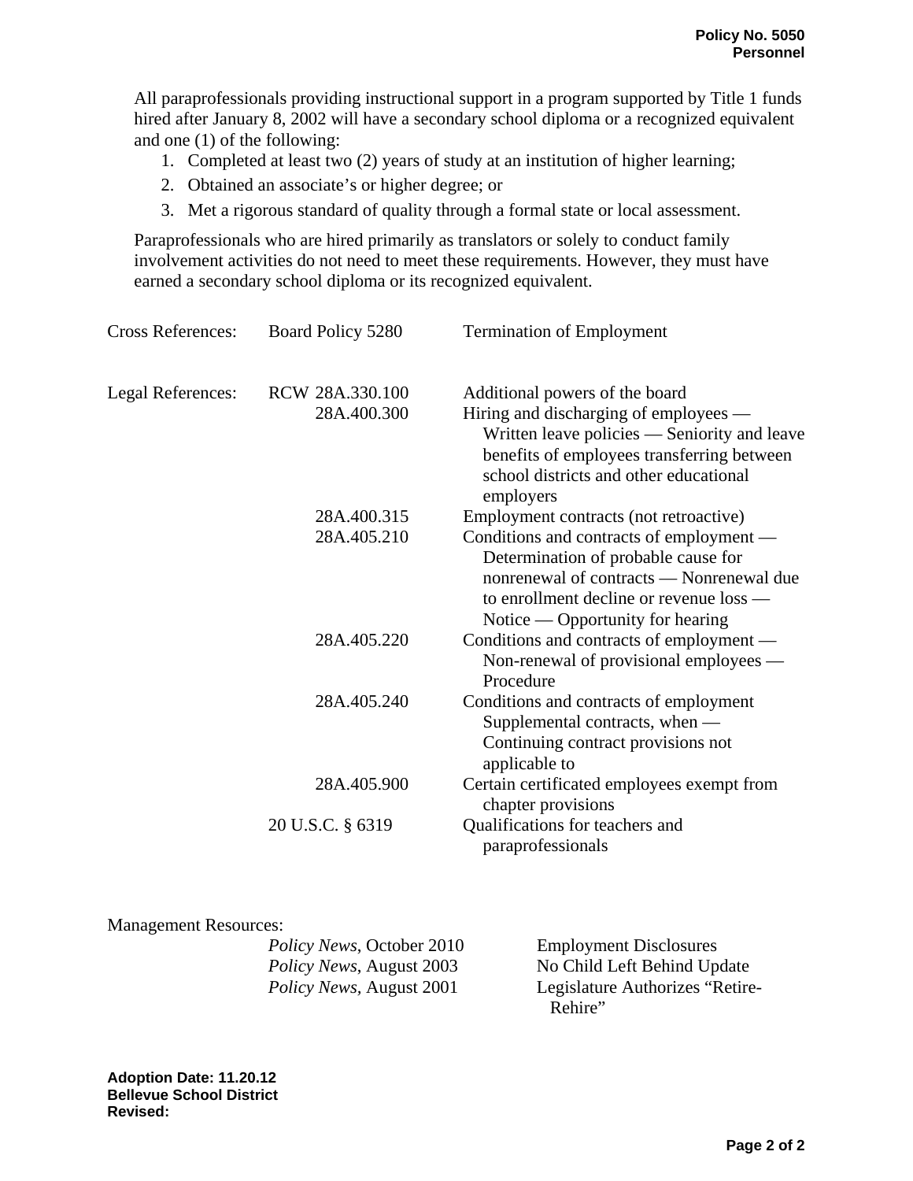All paraprofessionals providing instructional support in a program supported by Title 1 funds hired after January 8, 2002 will have a secondary school diploma or a recognized equivalent and one (1) of the following:

1. Completed at least two (2) years of study at an institution of higher learning;
2. Obtained an associate's or higher degree; or
3. Met a rigorous standard of quality through a formal state or local assessment.

Paraprofessionals who are hired primarily as translators or solely to conduct family involvement activities do not need to meet these requirements. However, they must have earned a secondary school diploma or its recognized equivalent.

| | | |
|---|---|---|
| Cross References: | Board Policy 5280 | Termination of Employment |
| Legal References: | RCW 28A.330.100 | Additional powers of the board |
| | 28A.400.300 | Hiring and discharging of employees — Written leave policies — Seniority and leave benefits of employees transferring between school districts and other educational employers |
| | 28A.400.315 | Employment contracts (not retroactive) |
| | 28A.405.210 | Conditions and contracts of employment — Determination of probable cause for nonrenewal of contracts — Nonrenewal due to enrollment decline or revenue loss — Notice — Opportunity for hearing |
| | 28A.405.220 | Conditions and contracts of employment — Non-renewal of provisional employees — Procedure |
| | 28A.405.240 | Conditions and contracts of employment Supplemental contracts, when — Continuing contract provisions not applicable to |
| | 28A.405.900 | Certain certificated employees exempt from chapter provisions |
| | 20 U.S.C. § 6319 | Qualifications for teachers and paraprofessionals |

Management Resources:

| | |
|---|---|
| *Policy News*, October 2010 | Employment Disclosures |
| *Policy News*, August 2003 | No Child Left Behind Update |
| *Policy News*, August 2001 | Legislature Authorizes "Retire-Rehire" |

**Adoption Date: 11.20.12**
**Bellevue School District**
**Revised:**